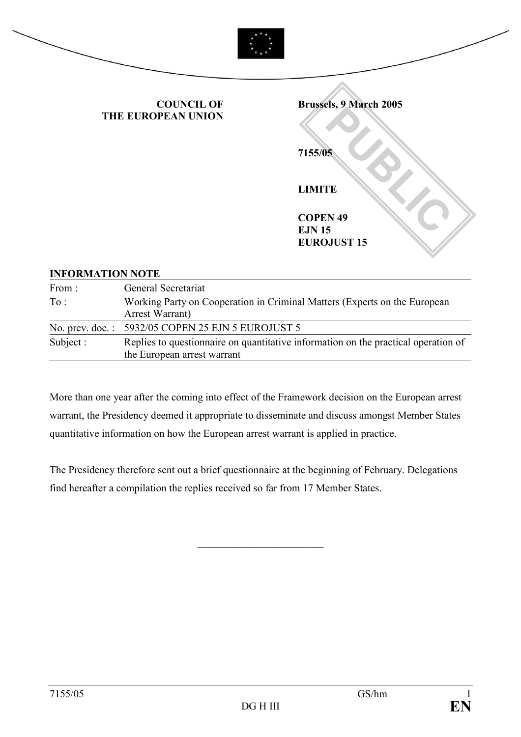**COUNCIL OF THE EUROPEAN UNION**

**Brussels, 9 March 2005**

**7155/05**

**LIMITE**

**COPEN 49**
**EJN 15**
**EUROJUST 15**

**INFORMATION NOTE**

| | |
|---|---|
| From : | General Secretariat |
| To : | Working Party on Cooperation in Criminal Matters (Experts on the European Arrest Warrant) |
| No. prev. doc. : | 5932/05 COPEN 25 EJN 5 EUROJUST 5 |
| Subject : | Replies to questionnaire on quantitative information on the practical operation of the European arrest warrant |

More than one year after the coming into effect of the Framework decision on the European arrest warrant, the Presidency deemed it appropriate to disseminate and discuss amongst Member States quantitative information on how the European arrest warrant is applied in practice.

The Presidency therefore sent out a brief questionnaire at the beginning of February. Delegations find hereafter a compilation the replies received so far from 17 Member States.

\_\_\_\_\_\_\_\_\_\_\_\_\_\_\_\_\_\_\_\_\_\_\_\_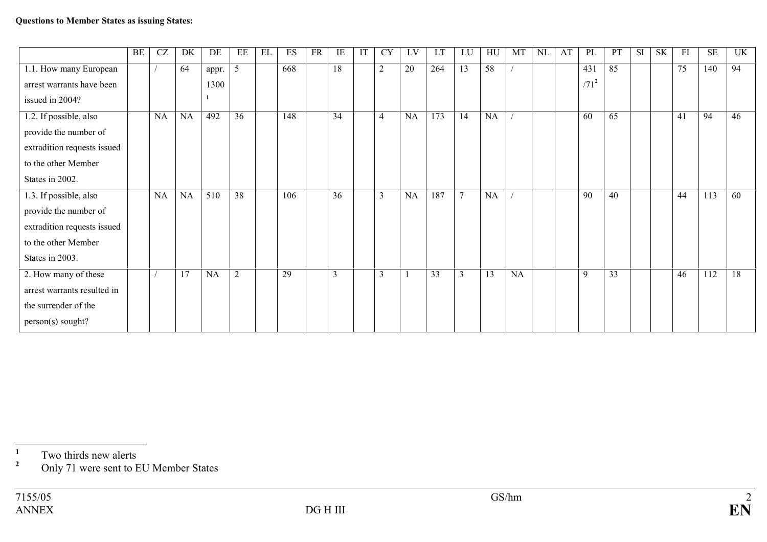**Questions to Member States as issuing States:**

| | BE | CZ | DK | DE | EE | EL | ES | FR | IE | IT | CY | LV | LT | LU | HU | MT | NL | AT | PL | PT | SI | SK | FI | SE | UK |
|---|---|---|---|---|---|---|---|---|---|---|---|---|---|---|---|---|---|---|---|---|---|---|---|---|---|
| 1.1. How many European arrest warrants have been issued in 2004? | | / | 64 | appr. 1300[1] | 5 | | 668 | | 18 | | 2 | 20 | 264 | 13 | 58 | / | | | 431 /71[2] | 85 | | | 75 | 140 | 94 |
| 1.2. If possible, also provide the number of extradition requests issued to the other Member States in 2002. | | NA | NA | 492 | 36 | | 148 | | 34 | | 4 | NA | 173 | 14 | NA | / | | | 60 | 65 | | | 41 | 94 | 46 |
| 1.3. If possible, also provide the number of extradition requests issued to the other Member States in 2003. | | NA | NA | 510 | 38 | | 106 | | 36 | | 3 | NA | 187 | 7 | NA | / | | | 90 | 40 | | | 44 | 113 | 60 |
| 2. How many of these arrest warrants resulted in the surrender of the person(s) sought? | | / | 17 | NA | 2 | | 29 | | 3 | | 3 | 1 | 33 | 3 | 13 | NA | | | 9 | 33 | | | 46 | 112 | 18 |

[1] Two thirds new alerts

[2] Only 71 were sent to EU Member States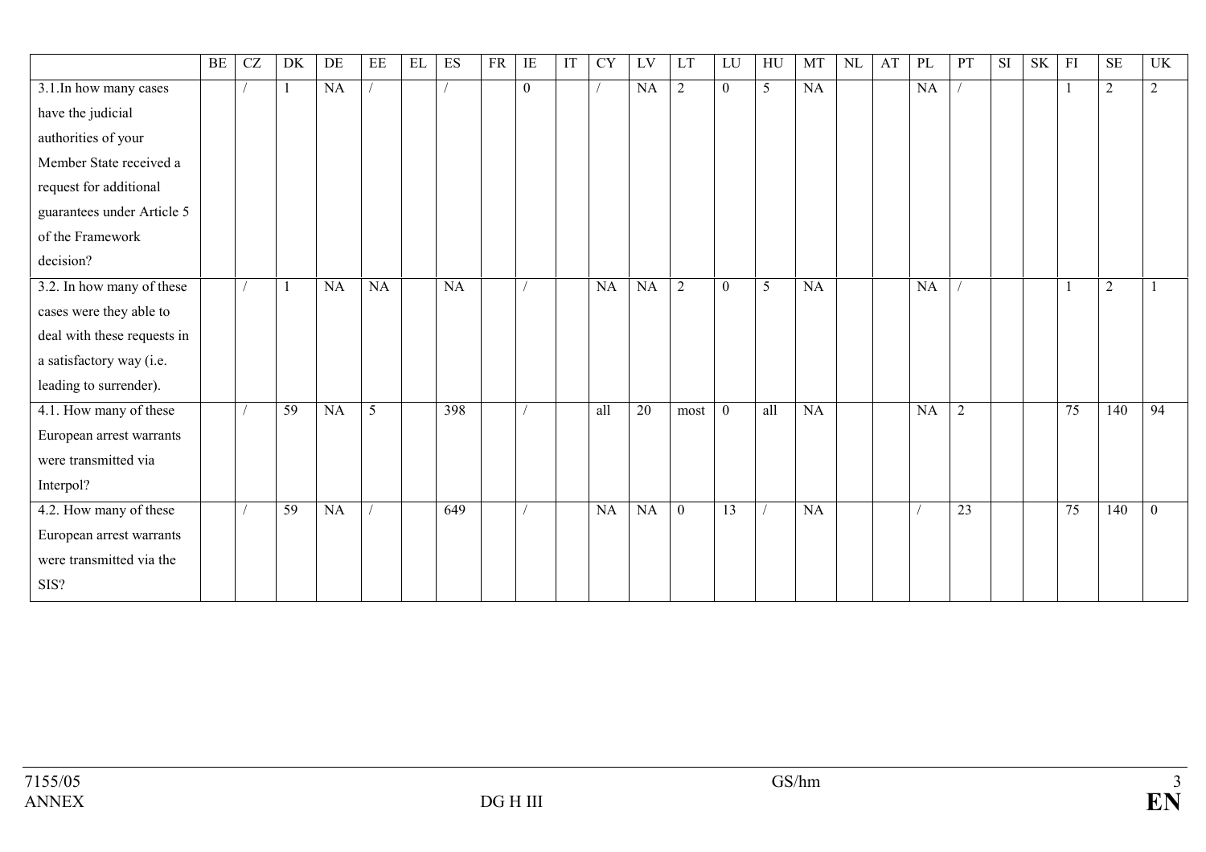| | BE | CZ | DK | DE | EE | EL | ES | FR | IE | IT | CY | LV | LT | LU | HU | MT | NL | AT | PL | PT | SI | SK | FI | SE | UK |
|---|---|---|---|---|---|---|---|---|---|---|---|---|---|---|---|---|---|---|---|---|---|---|---|---|---|
| 3.1.In how many cases have the judicial authorities of your Member State received a request for additional guarantees under Article 5 of the Framework decision? | | / | 1 | NA | / | | / | | 0 | | / | NA | 2 | 0 | 5 | NA | | | NA | / | | | 1 | 2 | 2 |
| 3.2. In how many of these cases were they able to deal with these requests in a satisfactory way (i.e. leading to surrender). | | / | 1 | NA | NA | | NA | | / | | NA | NA | 2 | 0 | 5 | NA | | | NA | / | | | 1 | 2 | 1 |
| 4.1. How many of these European arrest warrants were transmitted via Interpol? | | / | 59 | NA | 5 | | 398 | | / | | all | 20 | most | 0 | all | NA | | | NA | 2 | | | 75 | 140 | 94 |
| 4.2. How many of these European arrest warrants were transmitted via the SIS? | | / | 59 | NA | / | | 649 | | / | | NA | NA | 0 | 13 | / | NA | | | / | 23 | | | 75 | 140 | 0 |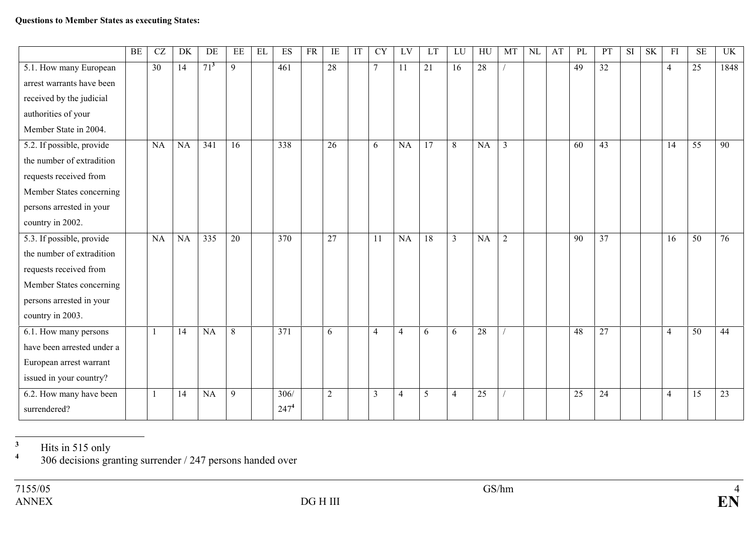**Questions to Member States as executing States:**

| | BE | CZ | DK | DE | EE | EL | ES | FR | IE | IT | CY | LV | LT | LU | HU | MT | NL | AT | PL | PT | SI | SK | FI | SE | UK |
|---|---|---|---|---|---|---|---|---|---|---|---|---|---|---|---|---|---|---|---|---|---|---|---|---|---|
| 5.1. How many European arrest warrants have been received by the judicial authorities of your Member State in 2004. | | 30 | 14 | 71[3] | 9 | | 461 | | 28 | | 7 | 11 | 21 | 16 | 28 | / | | | 49 | 32 | | | 4 | 25 | 1848 |
| 5.2. If possible, provide the number of extradition requests received from Member States concerning persons arrested in your country in 2002. | | NA | NA | 341 | 16 | | 338 | | 26 | | 6 | NA | 17 | 8 | NA | 3 | | | 60 | 43 | | | 14 | 55 | 90 |
| 5.3. If possible, provide the number of extradition requests received from Member States concerning persons arrested in your country in 2003. | | NA | NA | 335 | 20 | | 370 | | 27 | | 11 | NA | 18 | 3 | NA | 2 | | | 90 | 37 | | | 16 | 50 | 76 |
| 6.1. How many persons have been arrested under a European arrest warrant issued in your country? | | 1 | 14 | NA | 8 | | 371 | | 6 | | 4 | 4 | 6 | 6 | 28 | / | | | 48 | 27 | | | 4 | 50 | 44 |
| 6.2. How many have been surrendered? | | 1 | 14 | NA | 9 | | 306/ 247[4] | | 2 | | 3 | 4 | 5 | 4 | 25 | / | | | 25 | 24 | | | 4 | 15 | 23 |

---

[3] Hits in 515 only

[4] 306 decisions granting surrender / 247 persons handed over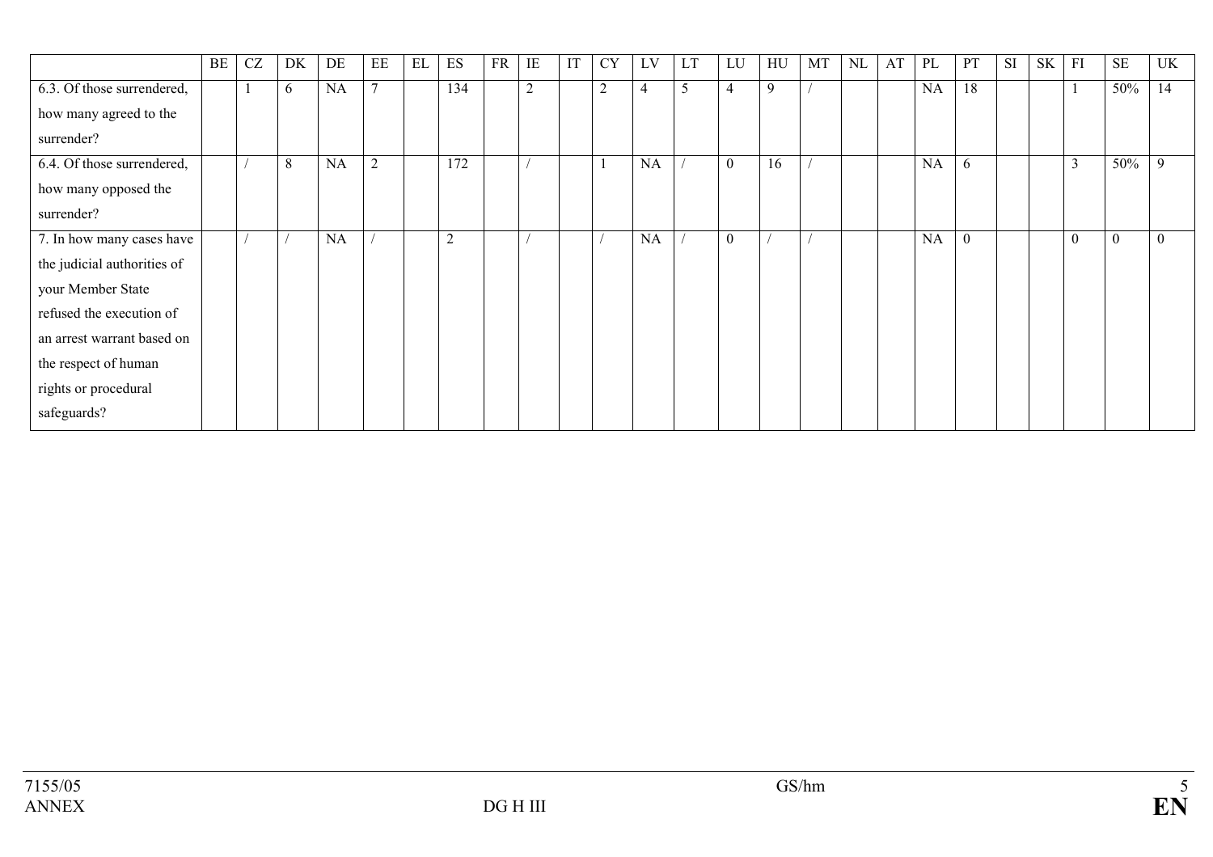| | BE | CZ | DK | DE | EE | EL | ES | FR | IE | IT | CY | LV | LT | LU | HU | MT | NL | AT | PL | PT | SI | SK | FI | SE | UK |
|---|---|---|---|---|---|---|---|---|---|---|---|---|---|---|---|---|---|---|---|---|---|---|---|---|---|
| 6.3. Of those surrendered, how many agreed to the surrender? | | 1 | 6 | NA | 7 | | 134 | | 2 | | 2 | 4 | 5 | 4 | 9 | / | | | NA | 18 | | | 1 | 50% | 14 |
| 6.4. Of those surrendered, how many opposed the surrender? | | / | 8 | NA | 2 | | 172 | | / | | 1 | NA | / | 0 | 16 | / | | | NA | 6 | | | 3 | 50% | 9 |
| 7. In how many cases have the judicial authorities of your Member State refused the execution of an arrest warrant based on the respect of human rights or procedural safeguards? | | / | / | NA | / | | 2 | | / | | / | NA | / | 0 | / | / | | | NA | 0 | | | 0 | 0 | 0 |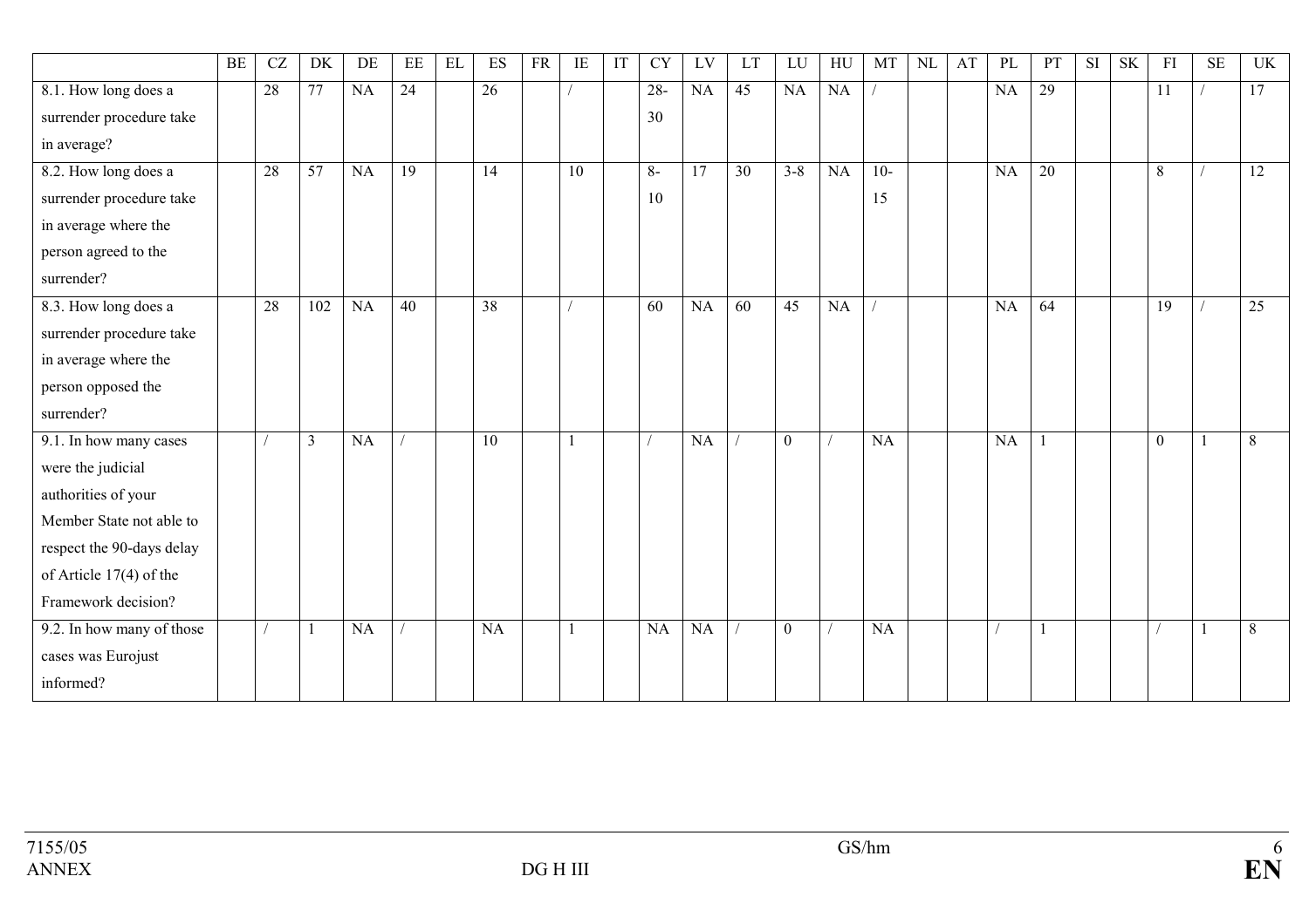| | BE | CZ | DK | DE | EE | EL | ES | FR | IE | IT | CY | LV | LT | LU | HU | MT | NL | AT | PL | PT | SI | SK | FI | SE | UK |
|---|---|---|---|---|---|---|---|---|---|---|---|---|---|---|---|---|---|---|---|---|---|---|---|---|---|
| 8.1. How long does a surrender procedure take in average? | | 28 | 77 | NA | 24 | | 26 | | / | | 28-30 | NA | 45 | NA | NA | / | | | NA | 29 | | | 11 | / | 17 |
| 8.2. How long does a surrender procedure take in average where the person agreed to the surrender? | | 28 | 57 | NA | 19 | | 14 | | 10 | | 8-10 | 17 | 30 | 3-8 | NA | 10-15 | | | NA | 20 | | | 8 | / | 12 |
| 8.3. How long does a surrender procedure take in average where the person opposed the surrender? | | 28 | 102 | NA | 40 | | 38 | | / | | 60 | NA | 60 | 45 | NA | / | | | NA | 64 | | | 19 | / | 25 |
| 9.1. In how many cases were the judicial authorities of your Member State not able to respect the 90-days delay of Article 17(4) of the Framework decision? | | / | 3 | NA | / | | 10 | | 1 | | / | NA | / | 0 | / | NA | | | NA | 1 | | | 0 | 1 | 8 |
| 9.2. In how many of those cases was Eurojust informed? | | / | 1 | NA | / | | NA | | 1 | | NA | NA | / | 0 | / | NA | | | / | 1 | | | / | 1 | 8 |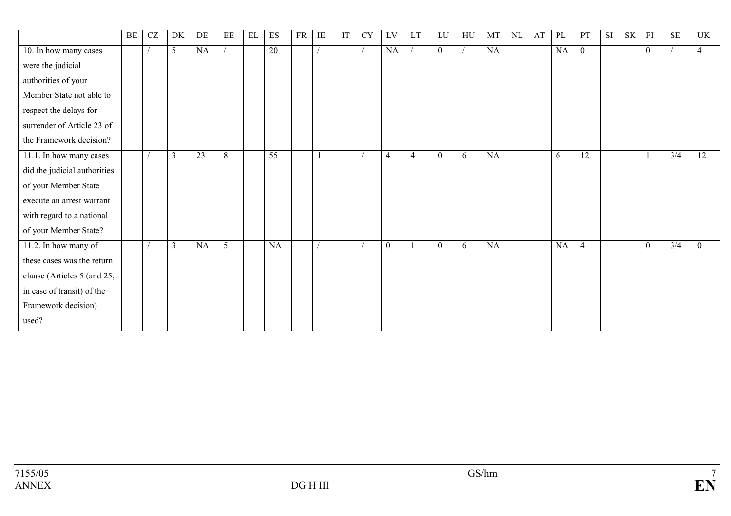| | BE | CZ | DK | DE | EE | EL | ES | FR | IE | IT | CY | LV | LT | LU | HU | MT | NL | AT | PL | PT | SI | SK | FI | SE | UK |
|---|---|---|---|---|---|---|---|---|---|---|---|---|---|---|---|---|---|---|---|---|---|---|---|---|---|
| 10. In how many cases were the judicial authorities of your Member State not able to respect the delays for surrender of Article 23 of the Framework decision? | | / | 5 | NA | / | | 20 | | / | | / | NA | / | 0 | / | NA | | | NA | 0 | | | 0 | / | 4 |
| 11.1. In how many cases did the judicial authorities of your Member State execute an arrest warrant with regard to a national of your Member State? | | / | 3 | 23 | 8 | | 55 | | 1 | | / | 4 | 4 | 0 | 6 | NA | | | 6 | 12 | | | 1 | 3/4 | 12 |
| 11.2. In how many of these cases was the return clause (Articles 5 (and 25, in case of transit) of the Framework decision) used? | | / | 3 | NA | 5 | | NA | | / | | / | 0 | 1 | 0 | 6 | NA | | | NA | 4 | | | 0 | 3/4 | 0 |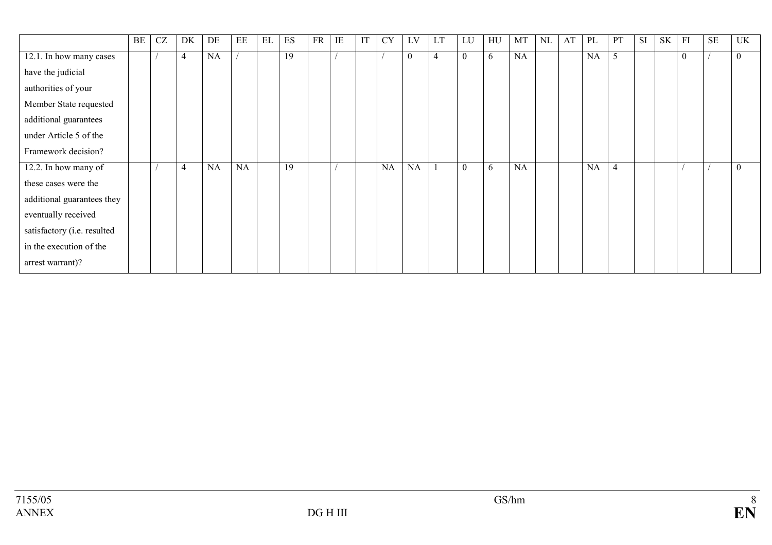| | BE | CZ | DK | DE | EE | EL | ES | FR | IE | IT | CY | LV | LT | LU | HU | MT | NL | AT | PL | PT | SI | SK | FI | SE | UK |
|---|---|---|---|---|---|---|---|---|---|---|---|---|---|---|---|---|---|---|---|---|---|---|---|---|---|
| 12.1. In how many cases have the judicial authorities of your Member State requested additional guarantees under Article 5 of the Framework decision? | | / | 4 | NA | / | | 19 | | / | | / | 0 | 4 | 0 | 6 | NA | | | NA | 5 | | | 0 | / | 0 |
| 12.2. In how many of these cases were the additional guarantees they eventually received satisfactory (i.e. resulted in the execution of the arrest warrant)? | | / | 4 | NA | NA | | 19 | | / | | NA | NA | 1 | 0 | 6 | NA | | | NA | 4 | | | / | / | 0 |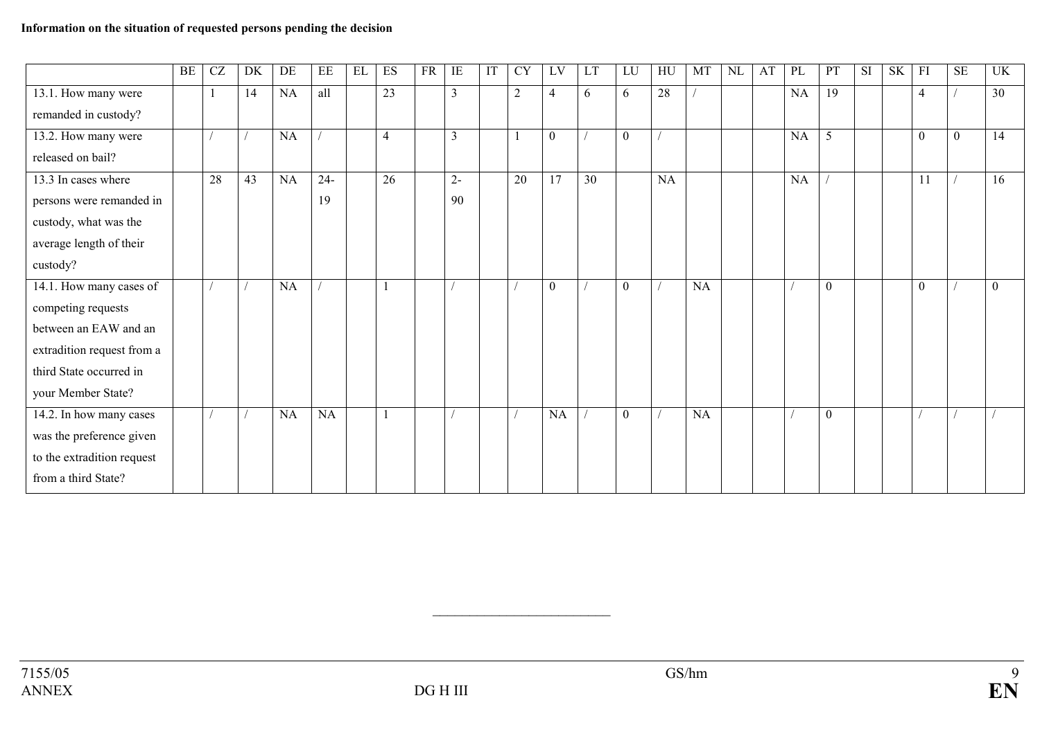**Information on the situation of requested persons pending the decision**

| | BE | CZ | DK | DE | EE | EL | ES | FR | IE | IT | CY | LV | LT | LU | HU | MT | NL | AT | PL | PT | SI | SK | FI | SE | UK |
|---|---|---|---|---|---|---|---|---|---|---|---|---|---|---|---|---|---|---|---|---|---|---|---|---|---|
| 13.1. How many were remanded in custody? | | 1 | 14 | NA | all | | 23 | | 3 | | 2 | 4 | 6 | 6 | 28 | / | | | NA | 19 | | | 4 | / | 30 |
| 13.2. How many were released on bail? | | / | / | NA | / | | 4 | | 3 | | 1 | 0 | / | 0 | / | | | | NA | 5 | | | 0 | 0 | 14 |
| 13.3 In cases where persons were remanded in custody, what was the average length of their custody? | | 28 | 43 | NA | 24-19 | | 26 | | 2-90 | | 20 | 17 | 30 | | NA | | | | NA | / | | | 11 | / | 16 |
| 14.1. How many cases of competing requests between an EAW and an extradition request from a third State occurred in your Member State? | | / | / | NA | / | | 1 | | / | | / | 0 | / | 0 | / | NA | | | / | 0 | | | 0 | / | 0 |
| 14.2. In how many cases was the preference given to the extradition request from a third State? | | / | / | NA | NA | | 1 | | / | | / | NA | / | 0 | / | NA | | | / | 0 | | | / | / | / |

___________________________